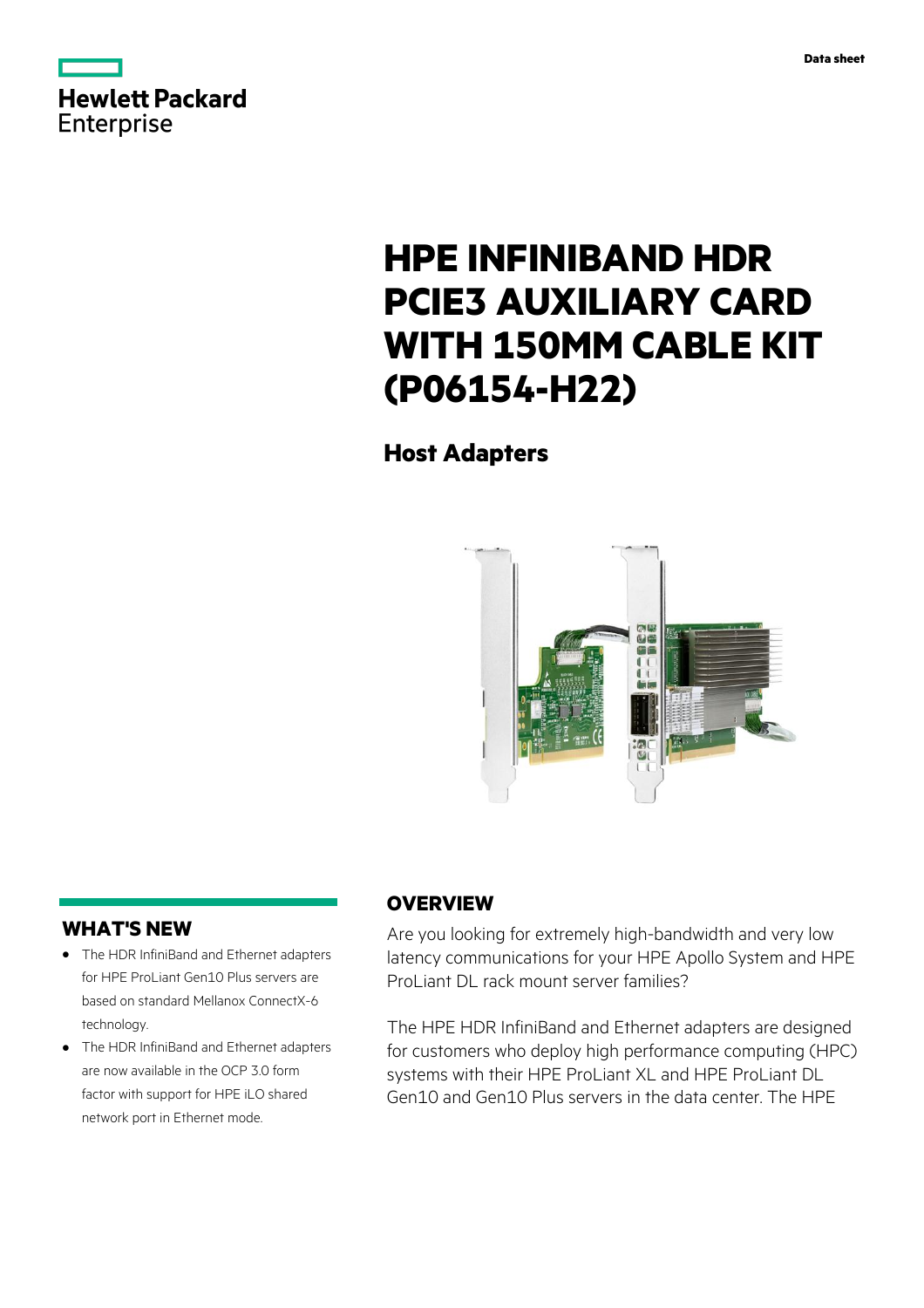Data sheet

# HPE INFINIBAND HDR PCIE3 AUXILIARY CARD WITH 150MM CABLE KIT (P06154-H22)

## Host Adapters

## WHAT'S NEW

- The HDR InfiniBand and Ethernet adapters for HPE ProLiant Gen10 Plus servers are based on standard Mellanox ConnectX-6 technology.
- The HDR InfiniBand and Ethernet adapters are now available in the OCP 3.0 form factor with support for HPE iLO shared network port in Ethernet mode.

## OVERVIEW

Are you looking for extremely high-bandwidth and very low latency communications for your HPE Apollo System and HPE ProLiant DL rack mount server families?

The HPE HDR InfiniBand and Ethernet adapters are designed for customers who deploy high performance computing (HPC) systems with their HPE ProLiant XL and HPE ProLiant DL Gen10 and Gen10 Plus servers in the data center. The HPE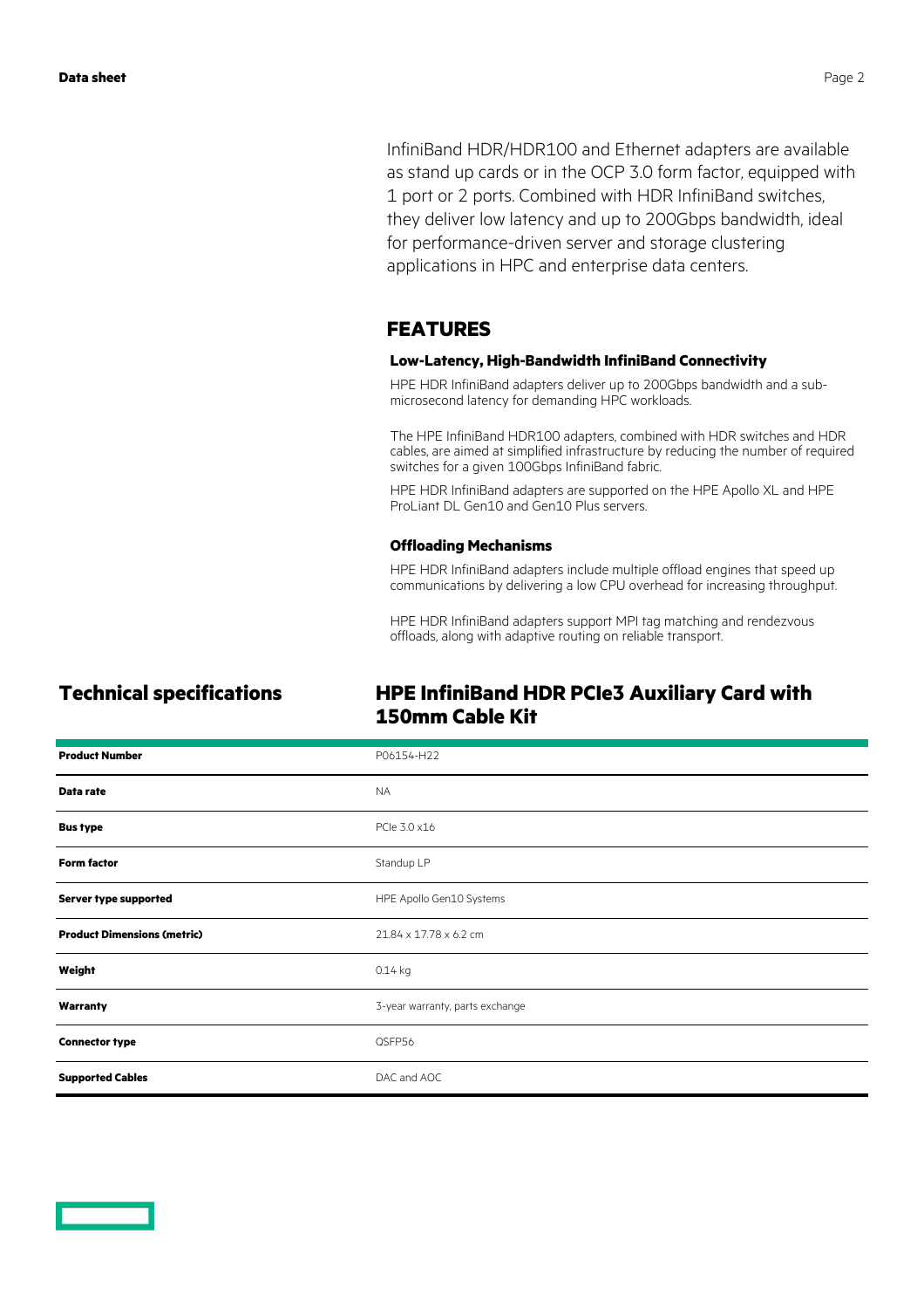InfiniBand HDR/HDR100 and Ethernet adapters are available as stand up cards or in the OCP 3.0 form factor, equipped with 1 port or 2 ports. Combined with HDR InfiniBand switches, they deliver low latency and up to 200Gbps bandwidth, ideal for performance-driven server and storage clustering applications in HPC and enterprise data centers.

## FEATURES

### Low-Latency, High-Bandwidth InfiniBand Connectivity

HPE HDR InfiniBand adapters deliver up to 200Gbps bandwidth and a sub-microsecond latency for demanding HPC workloads.

The HPE InfiniBand HDR100 adapters, combined with HDR switches and HDR cables, are aimed at simplified infrastructure by reducing the number of required switches for a given 100Gbps InfiniBand fabric.

HPE HDR InfiniBand adapters are supported on the HPE Apollo XL and HPE ProLiant DL Gen10 and Gen10 Plus servers.

### Offloading Mechanisms

HPE HDR InfiniBand adapters include multiple offload engines that speed up communications by delivering a low CPU overhead for increasing throughput.

HPE HDR InfiniBand adapters support MPI tag matching and rendezvous offloads, along with adaptive routing on reliable transport.

## Technical specifications

### HPE InfiniBand HDR PCIe3 Auxiliary Card with 150mm Cable Kit

| | |
|---|---|
| **Product Number** | P06154-H22 |
| **Data rate** | NA |
| **Bus type** | PCIe 3.0 x16 |
| **Form factor** | Standup LP |
| **Server type supported** | HPE Apollo Gen10 Systems |
| **Product Dimensions (metric)** | 21.84 x 17.78 x 6.2 cm |
| **Weight** | 0.14 kg |
| **Warranty** | 3-year warranty, parts exchange |
| **Connector type** | QSFP56 |
| **Supported Cables** | DAC and AOC |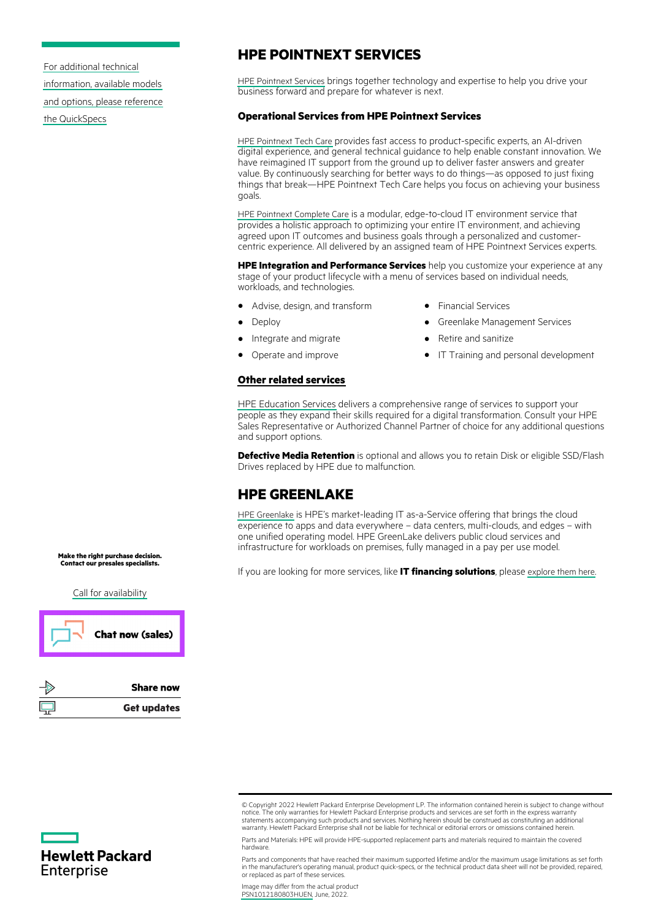For additional technical information, available models and options, please reference the QuickSpecs

## HPE POINTNEXT SERVICES

HPE Pointnext Services brings together technology and expertise to help you drive your business forward and prepare for whatever is next.

### Operational Services from HPE Pointnext Services

HPE Pointnext Tech Care provides fast access to product-specific experts, an AI-driven digital experience, and general technical guidance to help enable constant innovation. We have reimagined IT support from the ground up to deliver faster answers and greater value. By continuously searching for better ways to do things—as opposed to just fixing things that break—HPE Pointnext Tech Care helps you focus on achieving your business goals.

HPE Pointnext Complete Care is a modular, edge-to-cloud IT environment service that provides a holistic approach to optimizing your entire IT environment, and achieving agreed upon IT outcomes and business goals through a personalized and customer-centric experience. All delivered by an assigned team of HPE Pointnext Services experts.

**HPE Integration and Performance Services** help you customize your experience at any stage of your product lifecycle with a menu of services based on individual needs, workloads, and technologies.

- Advise, design, and transform
- Deploy
- Integrate and migrate
- Operate and improve
- Financial Services
- Greenlake Management Services
- Retire and sanitize
- IT Training and personal development

### Other related services

HPE Education Services delivers a comprehensive range of services to support your people as they expand their skills required for a digital transformation. Consult your HPE Sales Representative or Authorized Channel Partner of choice for any additional questions and support options.

**Defective Media Retention** is optional and allows you to retain Disk or eligible SSD/Flash Drives replaced by HPE due to malfunction.

## HPE GREENLAKE

HPE Greenlake is HPE's market-leading IT as-a-Service offering that brings the cloud experience to apps and data everywhere – data centers, multi-clouds, and edges – with one unified operating model. HPE GreenLake delivers public cloud services and infrastructure for workloads on premises, fully managed in a pay per use model.

If you are looking for more services, like **IT financing solutions**, please explore them here.

**Make the right purchase decision. Contact our presales specialists.**

Call for availability

Chat now (sales)

Share now

Get updates

© Copyright 2022 Hewlett Packard Enterprise Development LP. The information contained herein is subject to change without notice. The only warranties for Hewlett Packard Enterprise products and services are set forth in the express warranty statements accompanying such products and services. Nothing herein should be construed as constituting an additional warranty. Hewlett Packard Enterprise shall not be liable for technical or editorial errors or omissions contained herein.

Parts and Materials: HPE will provide HPE-supported replacement parts and materials required to maintain the covered hardware.

Parts and components that have reached their maximum supported lifetime and/or the maximum usage limitations as set forth in the manufacturer's operating manual, product quick-specs, or the technical product data sheet will not be provided, repaired, or replaced as part of these services.

Image may differ from the actual product

PSN1012180803HUEN, June, 2022.

Hewlett Packard Enterprise